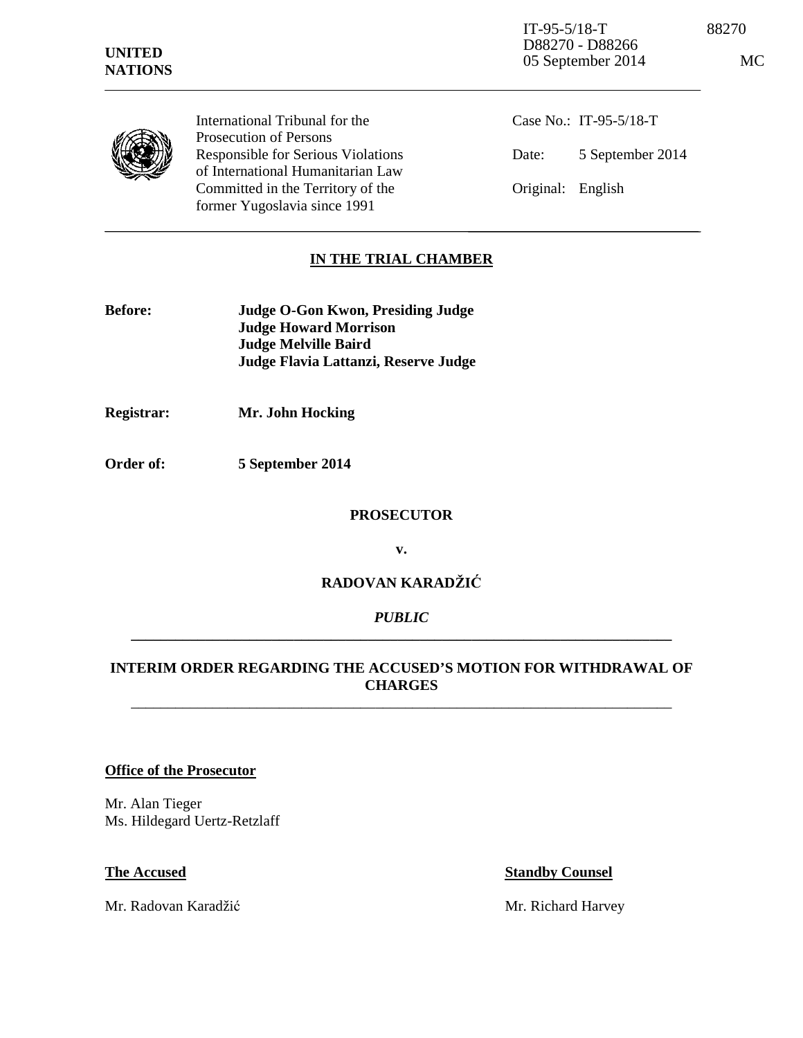IT-95-5/18-T 88270
D88270 - D88266
05 September 2014 MC

**UNITED NATIONS**

International Tribunal for the Prosecution of Persons Responsible for Serious Violations of International Humanitarian Law Committed in the Territory of the former Yugoslavia since 1991

Case No.: IT-95-5/18-T

Date: 5 September 2014

Original: English

## IN THE TRIAL CHAMBER

**Before:** **Judge O-Gon Kwon, Presiding Judge**
**Judge Howard Morrison**
**Judge Melville Baird**
**Judge Flavia Lattanzi, Reserve Judge**

**Registrar:** **Mr. John Hocking**

**Order of:** **5 September 2014**

**PROSECUTOR**

**v.**

**RADOVAN KARADŽIĆ**

*PUBLIC*

## INTERIM ORDER REGARDING THE ACCUSED'S MOTION FOR WITHDRAWAL OF CHARGES

**Office of the Prosecutor**

Mr. Alan Tieger
Ms. Hildegard Uertz-Retzlaff

**The Accused**

Mr. Radovan Karadžić

**Standby Counsel**

Mr. Richard Harvey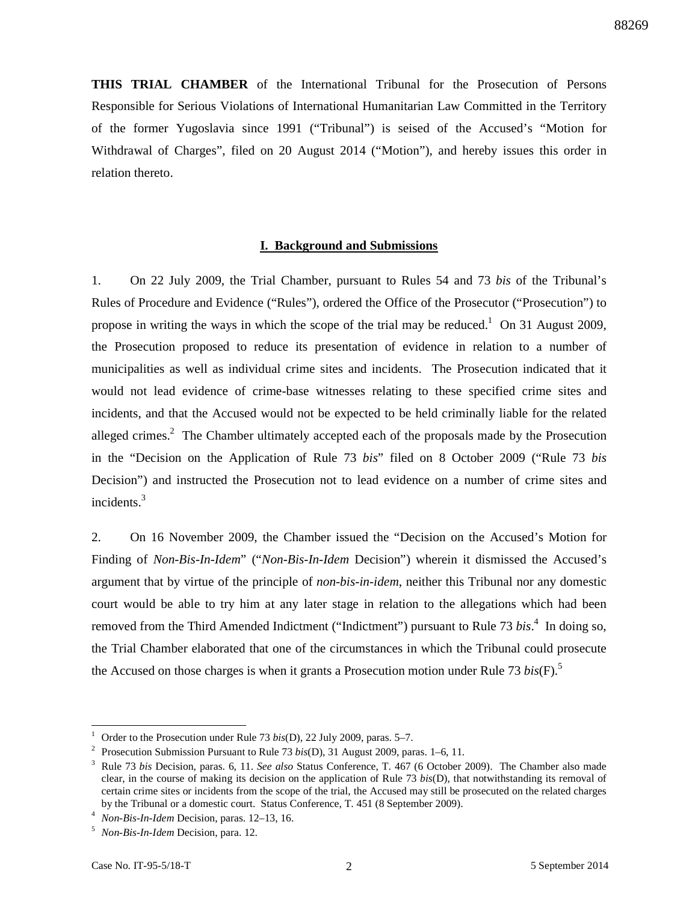**THIS TRIAL CHAMBER** of the International Tribunal for the Prosecution of Persons Responsible for Serious Violations of International Humanitarian Law Committed in the Territory of the former Yugoslavia since 1991 ("Tribunal") is seised of the Accused's "Motion for Withdrawal of Charges", filed on 20 August 2014 ("Motion"), and hereby issues this order in relation thereto.

## I. Background and Submissions

1. On 22 July 2009, the Trial Chamber, pursuant to Rules 54 and 73 *bis* of the Tribunal's Rules of Procedure and Evidence ("Rules"), ordered the Office of the Prosecutor ("Prosecution") to propose in writing the ways in which the scope of the trial may be reduced.[1] On 31 August 2009, the Prosecution proposed to reduce its presentation of evidence in relation to a number of municipalities as well as individual crime sites and incidents. The Prosecution indicated that it would not lead evidence of crime-base witnesses relating to these specified crime sites and incidents, and that the Accused would not be expected to be held criminally liable for the related alleged crimes.[2] The Chamber ultimately accepted each of the proposals made by the Prosecution in the "Decision on the Application of Rule 73 *bis*" filed on 8 October 2009 ("Rule 73 *bis* Decision") and instructed the Prosecution not to lead evidence on a number of crime sites and incidents.[3]

2. On 16 November 2009, the Chamber issued the "Decision on the Accused's Motion for Finding of *Non-Bis-In-Idem*" ("*Non-Bis-In-Idem* Decision") wherein it dismissed the Accused's argument that by virtue of the principle of *non-bis-in-idem*, neither this Tribunal nor any domestic court would be able to try him at any later stage in relation to the allegations which had been removed from the Third Amended Indictment ("Indictment") pursuant to Rule 73 *bis*.[4] In doing so, the Trial Chamber elaborated that one of the circumstances in which the Tribunal could prosecute the Accused on those charges is when it grants a Prosecution motion under Rule 73 *bis*(F).[5]

---

[1] Order to the Prosecution under Rule 73 *bis*(D), 22 July 2009, paras. 5–7.

[2] Prosecution Submission Pursuant to Rule 73 *bis*(D), 31 August 2009, paras. 1–6, 11.

[3] Rule 73 *bis* Decision, paras. 6, 11. *See also* Status Conference, T. 467 (6 October 2009). The Chamber also made clear, in the course of making its decision on the application of Rule 73 *bis*(D), that notwithstanding its removal of certain crime sites or incidents from the scope of the trial, the Accused may still be prosecuted on the related charges by the Tribunal or a domestic court. Status Conference, T. 451 (8 September 2009).

[4] *Non-Bis-In-Idem* Decision, paras. 12–13, 16.

[5] *Non-Bis-In-Idem* Decision, para. 12.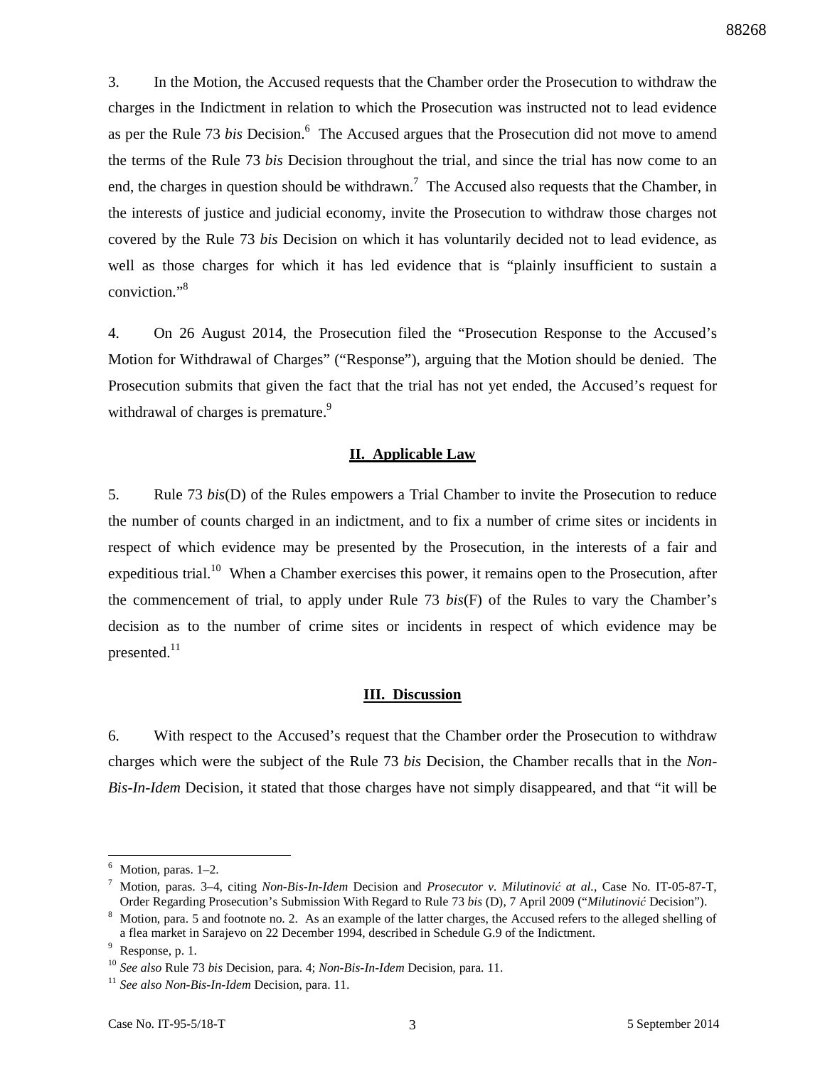3. In the Motion, the Accused requests that the Chamber order the Prosecution to withdraw the charges in the Indictment in relation to which the Prosecution was instructed not to lead evidence as per the Rule 73 *bis* Decision.[6] The Accused argues that the Prosecution did not move to amend the terms of the Rule 73 *bis* Decision throughout the trial, and since the trial has now come to an end, the charges in question should be withdrawn.[7] The Accused also requests that the Chamber, in the interests of justice and judicial economy, invite the Prosecution to withdraw those charges not covered by the Rule 73 *bis* Decision on which it has voluntarily decided not to lead evidence, as well as those charges for which it has led evidence that is "plainly insufficient to sustain a conviction."[8]

4. On 26 August 2014, the Prosecution filed the "Prosecution Response to the Accused's Motion for Withdrawal of Charges" ("Response"), arguing that the Motion should be denied. The Prosecution submits that given the fact that the trial has not yet ended, the Accused's request for withdrawal of charges is premature.[9]

## II. Applicable Law

5. Rule 73 *bis*(D) of the Rules empowers a Trial Chamber to invite the Prosecution to reduce the number of counts charged in an indictment, and to fix a number of crime sites or incidents in respect of which evidence may be presented by the Prosecution, in the interests of a fair and expeditious trial.[10] When a Chamber exercises this power, it remains open to the Prosecution, after the commencement of trial, to apply under Rule 73 *bis*(F) of the Rules to vary the Chamber's decision as to the number of crime sites or incidents in respect of which evidence may be presented.[11]

## III. Discussion

6. With respect to the Accused's request that the Chamber order the Prosecution to withdraw charges which were the subject of the Rule 73 *bis* Decision, the Chamber recalls that in the *Non-Bis-In-Idem* Decision, it stated that those charges have not simply disappeared, and that "it will be

---

[6] Motion, paras. 1–2.

[7] Motion, paras. 3–4, citing *Non-Bis-In-Idem* Decision and *Prosecutor v. Milutinović at al.*, Case No. IT-05-87-T, Order Regarding Prosecution's Submission With Regard to Rule 73 *bis* (D), 7 April 2009 ("*Milutinović* Decision").

[8] Motion, para. 5 and footnote no. 2. As an example of the latter charges, the Accused refers to the alleged shelling of a flea market in Sarajevo on 22 December 1994, described in Schedule G.9 of the Indictment.

[9] Response, p. 1.

[10] *See also* Rule 73 *bis* Decision, para. 4; *Non-Bis-In-Idem* Decision, para. 11.

[11] *See also Non-Bis-In-Idem* Decision, para. 11.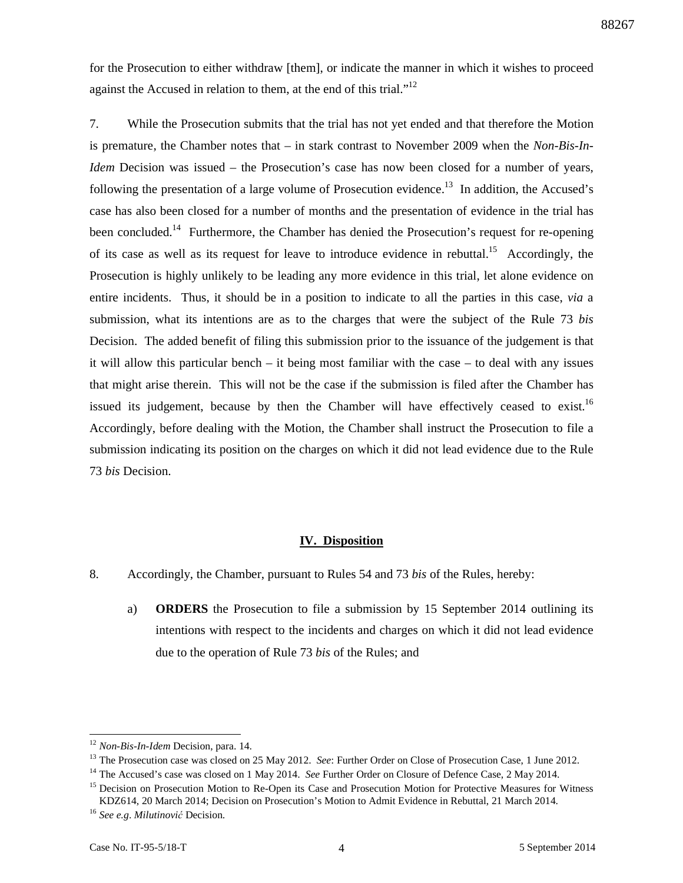for the Prosecution to either withdraw [them], or indicate the manner in which it wishes to proceed against the Accused in relation to them, at the end of this trial."[12]

7. While the Prosecution submits that the trial has not yet ended and that therefore the Motion is premature, the Chamber notes that – in stark contrast to November 2009 when the *Non-Bis-In-Idem* Decision was issued – the Prosecution's case has now been closed for a number of years, following the presentation of a large volume of Prosecution evidence.[13] In addition, the Accused's case has also been closed for a number of months and the presentation of evidence in the trial has been concluded.[14] Furthermore, the Chamber has denied the Prosecution's request for re-opening of its case as well as its request for leave to introduce evidence in rebuttal.[15] Accordingly, the Prosecution is highly unlikely to be leading any more evidence in this trial, let alone evidence on entire incidents. Thus, it should be in a position to indicate to all the parties in this case, *via* a submission, what its intentions are as to the charges that were the subject of the Rule 73 *bis* Decision. The added benefit of filing this submission prior to the issuance of the judgement is that it will allow this particular bench – it being most familiar with the case – to deal with any issues that might arise therein. This will not be the case if the submission is filed after the Chamber has issued its judgement, because by then the Chamber will have effectively ceased to exist.[16] Accordingly, before dealing with the Motion, the Chamber shall instruct the Prosecution to file a submission indicating its position on the charges on which it did not lead evidence due to the Rule 73 *bis* Decision.

## IV. Disposition

8. Accordingly, the Chamber, pursuant to Rules 54 and 73 *bis* of the Rules, hereby:

a) **ORDERS** the Prosecution to file a submission by 15 September 2014 outlining its intentions with respect to the incidents and charges on which it did not lead evidence due to the operation of Rule 73 *bis* of the Rules; and

---

[12] *Non-Bis-In-Idem* Decision, para. 14.

[13] The Prosecution case was closed on 25 May 2012. *See*: Further Order on Close of Prosecution Case, 1 June 2012.

[14] The Accused's case was closed on 1 May 2014. *See* Further Order on Closure of Defence Case, 2 May 2014.

[15] Decision on Prosecution Motion to Re-Open its Case and Prosecution Motion for Protective Measures for Witness KDZ614, 20 March 2014; Decision on Prosecution's Motion to Admit Evidence in Rebuttal, 21 March 2014.

[16] *See e.g*. *Milutinović* Decision.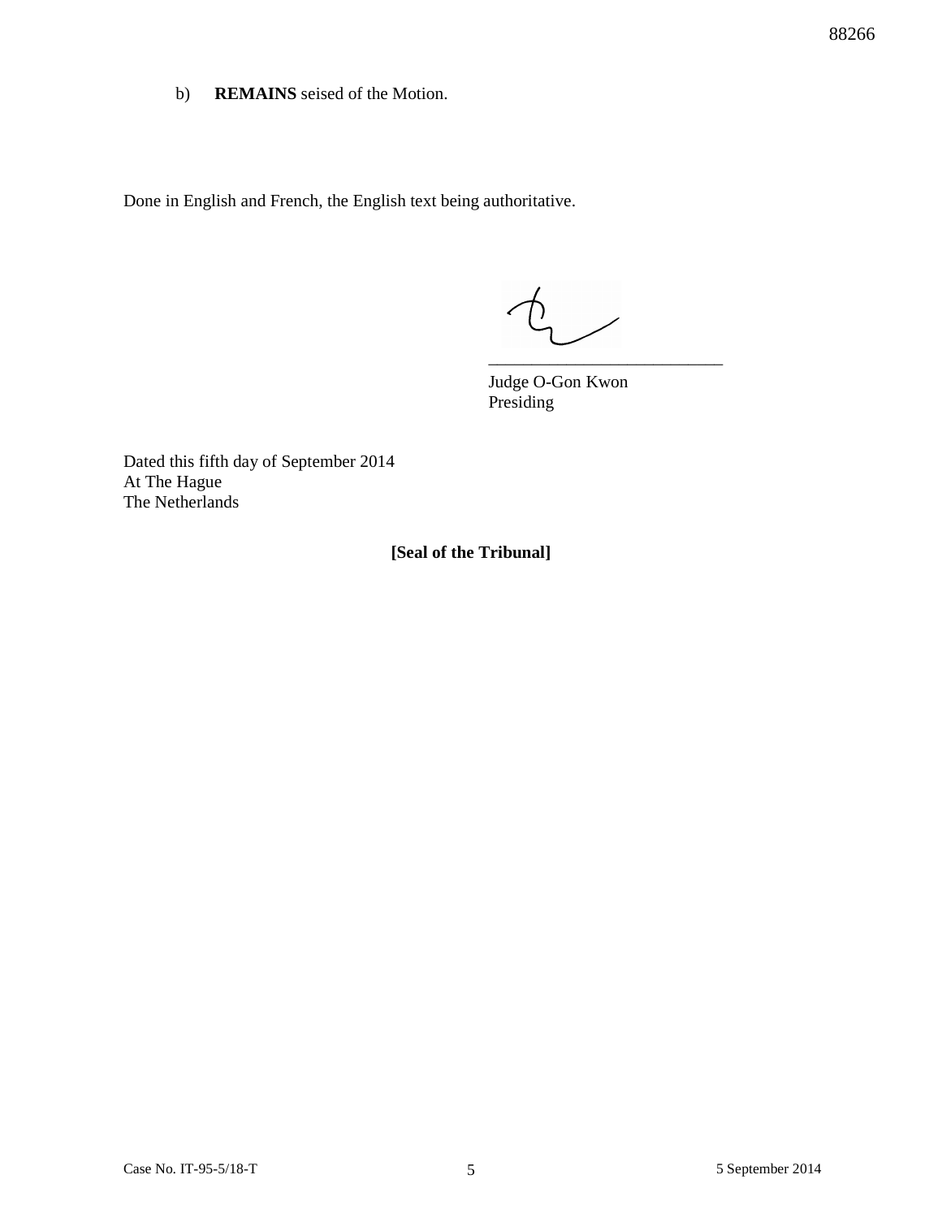b) **REMAINS** seised of the Motion.

Done in English and French, the English text being authoritative.

\_\_\_\_\_\_\_\_\_\_\_\_\_\_\_\_\_\_\_\_\_\_\_\_\_\_

Judge O-Gon Kwon
Presiding

Dated this fifth day of September 2014
At The Hague
The Netherlands

**[Seal of the Tribunal]**